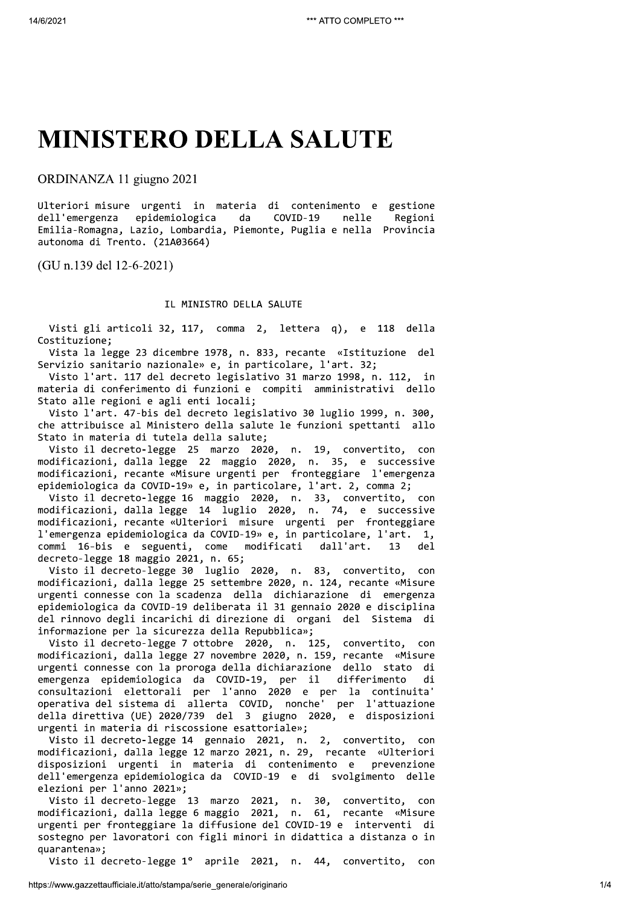# MINISTERO DELLA SALUTE

## ORDINANZA 11 giugno 2021

Ulteriori misure urgenti in materia di contenimento e gestione dell'emergenza epidemiologica da COVID-19 nelle Regioni Emilia-Romagna, Lazio, Lombardia, Piemonte, Puglia e nella Provincia autonoma di Trento. (21A03664)

(GU n.139 del 12-6-2021)

IL MINISTRO DELLA SALUTE

Visti gli articoli 32, 117, comma 2, lettera q), e 118 della Costituzione;

Vista la legge 23 dicembre 1978, n. 833, recante «Istituzione del Servizio sanitario nazionale» e, in particolare, l'art. 32;

Visto l'art. 117 del decreto legislativo 31 marzo 1998, n. 112, in materia di conferimento di funzioni e compiti amministrativi dello Stato alle regioni e agli enti locali;

Visto l'art. 47-bis del decreto legislativo 30 luglio 1999, n. 300, che attribuisce al Ministero della salute le funzioni spettanti allo Stato in materia di tutela della salute;

Visto il decreto-legge 25 marzo 2020, n. 19, convertito, con modificazioni, dalla legge 22 maggio 2020, n. 35, e successive modificazioni, recante «Misure urgenti per fronteggiare l'emergenza epidemiologica da COVID-19» e, in particolare, l'art. 2, comma 2;

Visto il decreto-legge 16 maggio 2020, n. 33, convertito, con modificazioni, dalla legge 14 luglio 2020, n. 74, e successive modificazioni, recante «Ulteriori misure urgenti per fronteggiare l'emergenza epidemiologica da COVID-19» e, in particolare, l'art. 1, commi 16-bis e seguenti, come modificati dall'art. 13 del decreto-legge 18 maggio 2021, n. 65;

Visto il decreto-legge 30 luglio 2020, n. 83, convertito, con modificazioni, dalla legge 25 settembre 2020, n. 124, recante «Misure urgenti connesse con la scadenza della dichiarazione di emergenza epidemiologica da COVID-19 deliberata il 31 gennaio 2020 e disciplina del rinnovo degli incarichi di direzione di organi del Sistema di informazione per la sicurezza della Repubblica»;

Visto il decreto-legge 7 ottobre 2020, n. 125, convertito, con modificazioni, dalla legge 27 novembre 2020, n. 159, recante «Misure urgenti connesse con la proroga della dichiarazione dello stato di emergenza epidemiologica da COVID-19, per il differimento di consultazioni elettorali per l'anno 2020 e per la continuita' operativa del sistema di allerta COVID, nonche' per l'attuazione della direttiva (UE) 2020/739 del 3 giugno 2020, e disposizioni urgenti in materia di riscossione esattoriale»;

Visto il decreto-legge 14 gennaio 2021, n. 2, convertito, con modificazioni, dalla legge 12 marzo 2021, n. 29, recante «Ulteriori disposizioni urgenti in materia di contenimento e prevenzione dell'emergenza epidemiologica da COVID-19 e di svolgimento delle elezioni per l'anno 2021»;

Visto il decreto-legge 13 marzo 2021, n. 30, convertito, con modificazioni, dalla legge 6 maggio 2021, n. 61, recante «Misure urgenti per fronteggiare la diffusione del COVID-19 e interventi di sostegno per lavoratori con figli minori in didattica a distanza o in quarantena»;

Visto il decreto-legge 1° aprile 2021, n. 44, convertito, con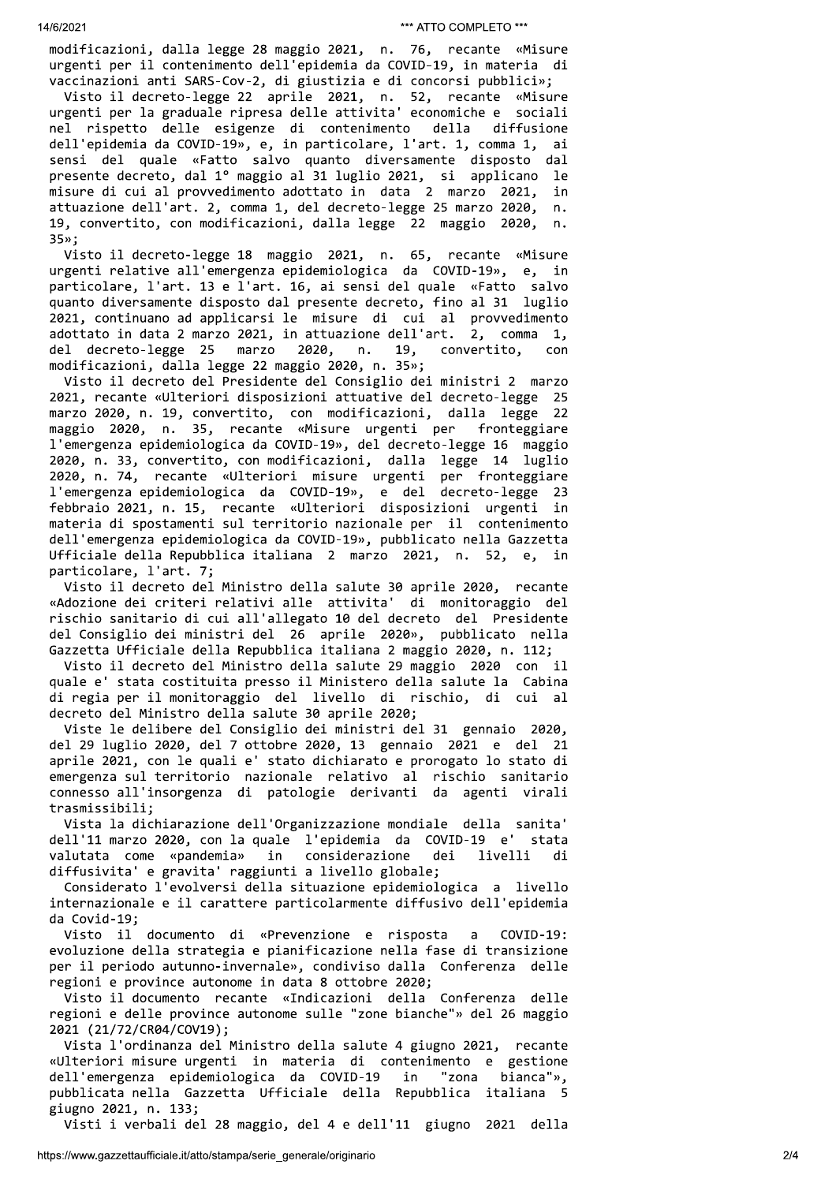modificazioni, dalla legge 28 maggio 2021, n. 76, recante «Misure urgenti per il contenimento dell'epidemia da COVID-19, in materia di vaccinazioni anti SARS-Cov-2, di giustizia e di concorsi pubblici»;

Visto il decreto-legge 22 aprile 2021, n. 52, recante «Misure urgenti per la graduale ripresa delle attivita' economiche e sociali nel rispetto delle esigenze di contenimento della diffusione dell'epidemia da COVID-19», e, in particolare, l'art. 1, comma 1, ai sensi del quale «Fatto salvo quanto diversamente disposto dal presente decreto, dal 1° maggio al 31 luglio 2021, si applicano le misure di cui al provvedimento adottato in data 2 marzo 2021, in attuazione dell'art. 2, comma 1, del decreto-legge 25 marzo 2020, n. 19, convertito, con modificazioni, dalla legge 22 maggio 2020, n. 35»;

Visto il decreto-legge 18 maggio 2021, n. 65, recante «Misure urgenti relative all'emergenza epidemiologica da COVID-19», e, in particolare, l'art. 13 e l'art. 16, ai sensi del quale «Fatto salvo quanto diversamente disposto dal presente decreto, fino al 31 luglio 2021, continuano ad applicarsi le misure di cui al provvedimento adottato in data 2 marzo 2021, in attuazione dell'art. 2, comma 1, del decreto-legge 25 marzo 2020, n. 19, convertito, con modificazioni, dalla legge 22 maggio 2020, n. 35»;

Visto il decreto del Presidente del Consiglio dei ministri 2 marzo 2021, recante «Ulteriori disposizioni attuative del decreto-legge 25 marzo 2020, n. 19, convertito, con modificazioni, dalla legge 22 maggio 2020, n. 35, recante «Misure urgenti per fronteggiare l'emergenza epidemiologica da COVID-19», del decreto-legge 16 maggio 2020, n. 33, convertito, con modificazioni, dalla legge 14 luglio 2020, n. 74, recante «Ulteriori misure urgenti per fronteggiare l'emergenza epidemiologica da COVID-19», e del decreto-legge 23 febbraio 2021, n. 15, recante «Ulteriori disposizioni urgenti in materia di spostamenti sul territorio nazionale per il contenimento dell'emergenza epidemiologica da COVID-19», pubblicato nella Gazzetta Ufficiale della Repubblica italiana 2 marzo 2021, n. 52, e, in particolare, l'art. 7;

Visto il decreto del Ministro della salute 30 aprile 2020, recante «Adozione dei criteri relativi alle attivita' di monitoraggio del rischio sanitario di cui all'allegato 10 del decreto del Presidente del Consiglio dei ministri del 26 aprile 2020», pubblicato nella Gazzetta Ufficiale della Repubblica italiana 2 maggio 2020, n. 112;

Visto il decreto del Ministro della salute 29 maggio 2020 con il quale e' stata costituita presso il Ministero della salute la Cabina di regia per il monitoraggio del livello di rischio, di cui al decreto del Ministro della salute 30 aprile 2020;

Viste le delibere del Consiglio dei ministri del 31 gennaio 2020, del 29 luglio 2020, del 7 ottobre 2020, 13 gennaio 2021 e del 21 aprile 2021, con le quali e' stato dichiarato e prorogato lo stato di emergenza sul territorio nazionale relativo al rischio sanitario connesso all'insorgenza di patologie derivanti da agenti virali trasmissibili;

Vista la dichiarazione dell'Organizzazione mondiale della sanita' dell'11 marzo 2020, con la quale l'epidemia da COVID-19 e' stata valutata come «pandemia» in considerazione dei livelli di diffusivita' e gravita' raggiunti a livello globale;

Considerato l'evolversi della situazione epidemiologica a livello internazionale e il carattere particolarmente diffusivo dell'epidemia da Covid-19;

Visto il documento di «Prevenzione e risposta a COVID-19: evoluzione della strategia e pianificazione nella fase di transizione per il periodo autunno-invernale», condiviso dalla Conferenza delle regioni e province autonome in data 8 ottobre 2020;

Visto il documento recante «Indicazioni della Conferenza delle regioni e delle province autonome sulle "zone bianche"» del 26 maggio 2021 (21/72/CR04/COV19);

Vista l'ordinanza del Ministro della salute 4 giugno 2021, recante «Ulteriori misure urgenti in materia di contenimento e gestione dell'emergenza epidemiologica da COVID-19 in "zona bianca"», pubblicata nella Gazzetta Ufficiale della Repubblica italiana 5 giugno 2021, n. 133;

Visti i verbali del 28 maggio, del 4 e dell'11 giugno 2021 della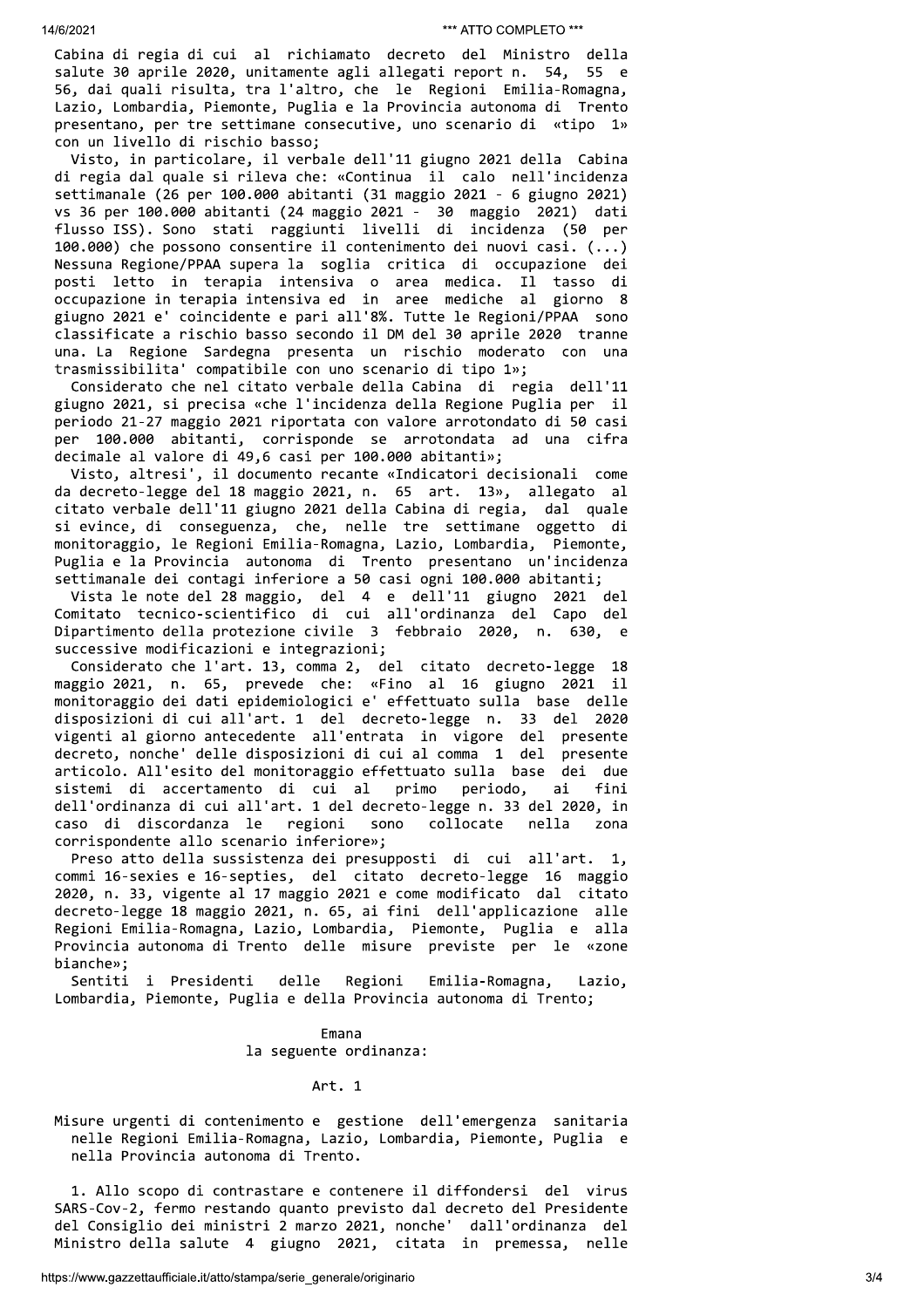Cabina di regia di cui al richiamato decreto del Ministro della salute 30 aprile 2020, unitamente agli allegati report n. 54, 55 e 56, dai quali risulta, tra l'altro, che le Regioni Emilia-Romagna, Lazio, Lombardia, Piemonte, Puglia e la Provincia autonoma di Trento presentano, per tre settimane consecutive, uno scenario di «tipo 1» con un livello di rischio basso;

Visto, in particolare, il verbale dell'11 giugno 2021 della Cabina di regia dal quale si rileva che: «Continua il calo nell'incidenza settimanale (26 per 100.000 abitanti (31 maggio 2021 - 6 giugno 2021) vs 36 per 100.000 abitanti (24 maggio 2021 - 30 maggio 2021) dati flusso ISS). Sono stati raggiunti livelli di incidenza (50 per 100.000) che possono consentire il contenimento dei nuovi casi. (...) Nessuna Regione/PPAA supera la soglia critica di occupazione dei posti letto in terapia intensiva o area medica. Il tasso di occupazione in terapia intensiva ed in aree mediche al giorno 8 giugno 2021 e' coincidente e pari all'8%. Tutte le Regioni/PPAA sono classificate a rischio basso secondo il DM del 30 aprile 2020 tranne una. La Regione Sardegna presenta un rischio moderato con una trasmissibilita' compatibile con uno scenario di tipo 1»;

Considerato che nel citato verbale della Cabina di regia dell'11 giugno 2021, si precisa «che l'incidenza della Regione Puglia per il periodo 21-27 maggio 2021 riportata con valore arrotondato di 50 casi per 100.000 abitanti, corrisponde se arrotondata ad una cifra decimale al valore di 49,6 casi per 100.000 abitanti»;

Visto, altresi', il documento recante «Indicatori decisionali come da decreto-legge del 18 maggio 2021, n. 65 art. 13», allegato al citato verbale dell'11 giugno 2021 della Cabina di regia, dal quale si evince, di conseguenza, che, nelle tre settimane oggetto di monitoraggio, le Regioni Emilia-Romagna, Lazio, Lombardia, Piemonte, Puglia e la Provincia autonoma di Trento presentano un'incidenza settimanale dei contagi inferiore a 50 casi ogni 100.000 abitanti;

Vista le note del 28 maggio, del 4 e dell'11 giugno 2021 del Comitato tecnico-scientifico di cui all'ordinanza del Capo del Dipartimento della protezione civile 3 febbraio 2020, n. 630, e successive modificazioni e integrazioni;

Considerato che l'art. 13, comma 2, del citato decreto-legge 18 maggio 2021, n. 65, prevede che: «Fino al 16 giugno 2021 il monitoraggio dei dati epidemiologici e' effettuato sulla base delle disposizioni di cui all'art. 1 del decreto-legge n. 33 del 2020 vigenti al giorno antecedente all'entrata in vigore del presente decreto, nonche' delle disposizioni di cui al comma 1 del presente articolo. All'esito del monitoraggio effettuato sulla base dei due sistemi di accertamento di cui al primo periodo, ai fini dell'ordinanza di cui all'art. 1 del decreto-legge n. 33 del 2020, in caso di discordanza le regioni sono collocate nella zona corrispondente allo scenario inferiore»;

Preso atto della sussistenza dei presupposti di cui all'art. 1, commi 16-sexies e 16-septies, del citato decreto-legge 16 maggio 2020, n. 33, vigente al 17 maggio 2021 e come modificato dal citato decreto-legge 18 maggio 2021, n. 65, ai fini dell'applicazione alle Regioni Emilia-Romagna, Lazio, Lombardia, Piemonte, Puglia e alla Provincia autonoma di Trento delle misure previste per le «zone bianche»;

Sentiti i Presidenti delle Regioni Emilia-Romagna, Lazio, Lombardia, Piemonte, Puglia e della Provincia autonoma di Trento;

Emana
la seguente ordinanza:

## Art. 1

**Misure urgenti di contenimento e gestione dell'emergenza sanitaria nelle Regioni Emilia-Romagna, Lazio, Lombardia, Piemonte, Puglia e nella Provincia autonoma di Trento.**

1. Allo scopo di contrastare e contenere il diffondersi del virus SARS-Cov-2, fermo restando quanto previsto dal decreto del Presidente del Consiglio dei ministri 2 marzo 2021, nonche' dall'ordinanza del Ministro della salute 4 giugno 2021, citata in premessa, nelle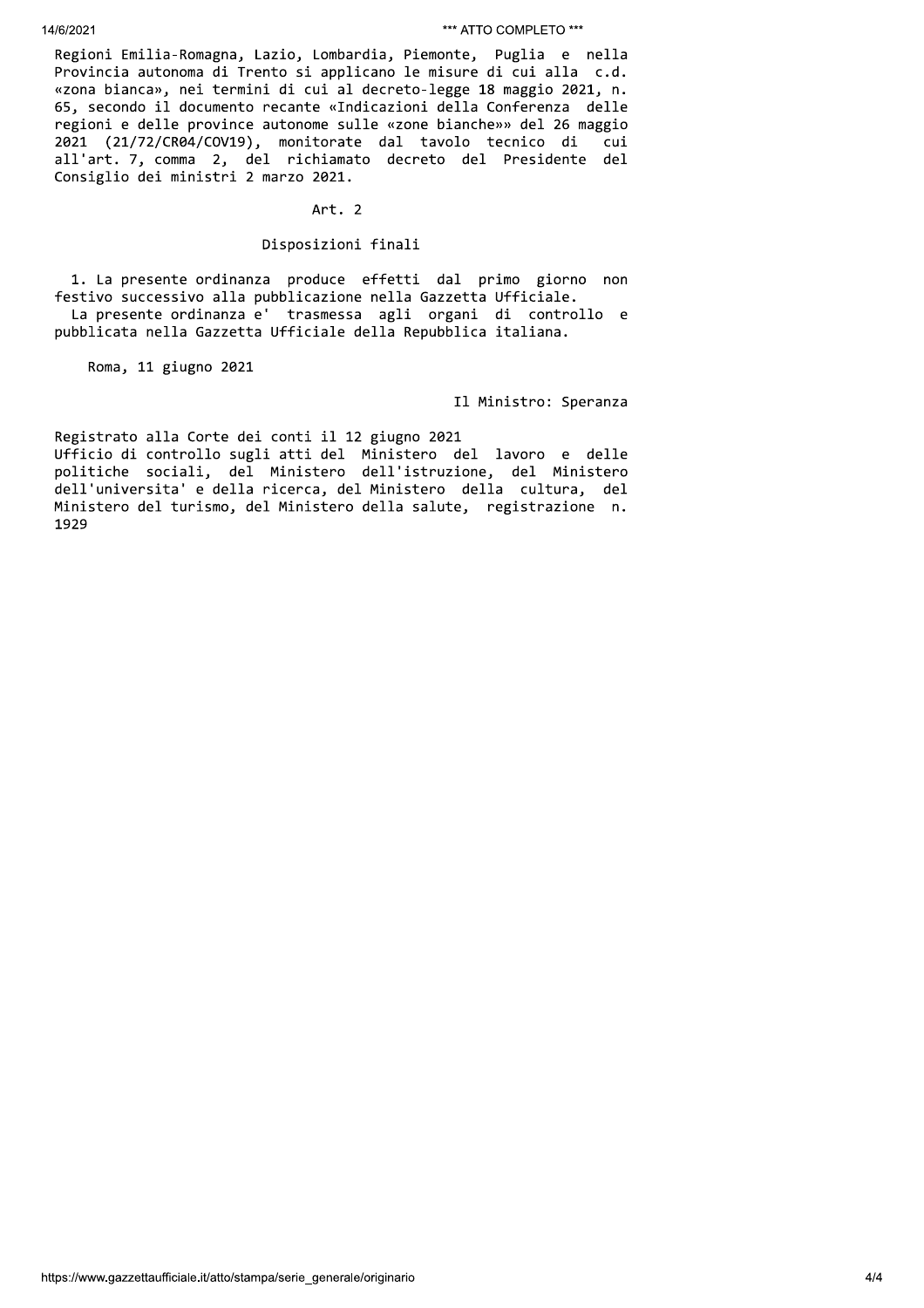Regioni Emilia-Romagna, Lazio, Lombardia, Piemonte, Puglia e nella Provincia autonoma di Trento si applicano le misure di cui alla c.d. «zona bianca», nei termini di cui al decreto-legge 18 maggio 2021, n. 65, secondo il documento recante «Indicazioni della Conferenza delle regioni e delle province autonome sulle «zone bianche»» del 26 maggio 2021 (21/72/CR04/COV19), monitorate dal tavolo tecnico di cui all'art. 7, comma 2, del richiamato decreto del Presidente del Consiglio dei ministri 2 marzo 2021.

Art. 2

Disposizioni finali

1. La presente ordinanza produce effetti dal primo giorno non festivo successivo alla pubblicazione nella Gazzetta Ufficiale.
La presente ordinanza e' trasmessa agli organi di controllo e pubblicata nella Gazzetta Ufficiale della Repubblica italiana.

Roma, 11 giugno 2021

Il Ministro: Speranza

Registrato alla Corte dei conti il 12 giugno 2021
Ufficio di controllo sugli atti del Ministero del lavoro e delle politiche sociali, del Ministero dell'istruzione, del Ministero dell'universita' e della ricerca, del Ministero della cultura, del Ministero del turismo, del Ministero della salute, registrazione n. 1929